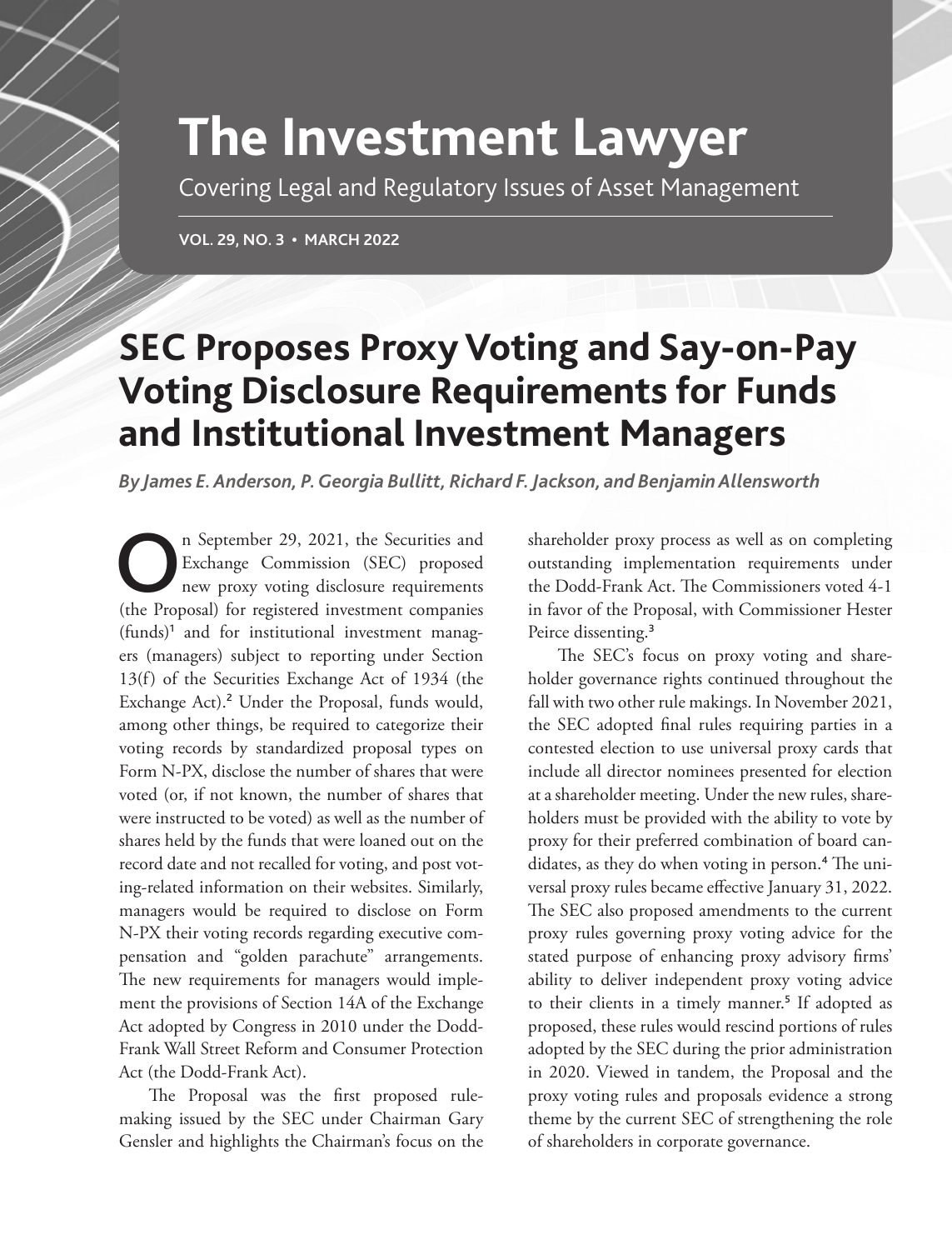# The Investment Lawyer

Covering Legal and Regulatory Issues of Asset Management

VOL. 29, NO. 3 • MARCH 2022

## SEC Proposes Proxy Voting and Say-on-Pay Voting Disclosure Requirements for Funds and Institutional Investment Managers

*By James E. Anderson, P. Georgia Bullitt, Richard F. Jackson, and Benjamin Allensworth*

On September 29, 2021, the Securities and Exchange Commission (SEC) proposed new proxy voting disclosure requirements (the Proposal) for registered investment companies (funds)[1] and for institutional investment managers (managers) subject to reporting under Section 13(f) of the Securities Exchange Act of 1934 (the Exchange Act).[2] Under the Proposal, funds would, among other things, be required to categorize their voting records by standardized proposal types on Form N-PX, disclose the number of shares that were voted (or, if not known, the number of shares that were instructed to be voted) as well as the number of shares held by the funds that were loaned out on the record date and not recalled for voting, and post voting-related information on their websites. Similarly, managers would be required to disclose on Form N-PX their voting records regarding executive compensation and "golden parachute" arrangements. The new requirements for managers would implement the provisions of Section 14A of the Exchange Act adopted by Congress in 2010 under the Dodd-Frank Wall Street Reform and Consumer Protection Act (the Dodd-Frank Act).

The Proposal was the first proposed rulemaking issued by the SEC under Chairman Gary Gensler and highlights the Chairman's focus on the shareholder proxy process as well as on completing outstanding implementation requirements under the Dodd-Frank Act. The Commissioners voted 4-1 in favor of the Proposal, with Commissioner Hester Peirce dissenting.[3]

The SEC's focus on proxy voting and shareholder governance rights continued throughout the fall with two other rule makings. In November 2021, the SEC adopted final rules requiring parties in a contested election to use universal proxy cards that include all director nominees presented for election at a shareholder meeting. Under the new rules, shareholders must be provided with the ability to vote by proxy for their preferred combination of board candidates, as they do when voting in person.[4] The universal proxy rules became effective January 31, 2022. The SEC also proposed amendments to the current proxy rules governing proxy voting advice for the stated purpose of enhancing proxy advisory firms' ability to deliver independent proxy voting advice to their clients in a timely manner.[5] If adopted as proposed, these rules would rescind portions of rules adopted by the SEC during the prior administration in 2020. Viewed in tandem, the Proposal and the proxy voting rules and proposals evidence a strong theme by the current SEC of strengthening the role of shareholders in corporate governance.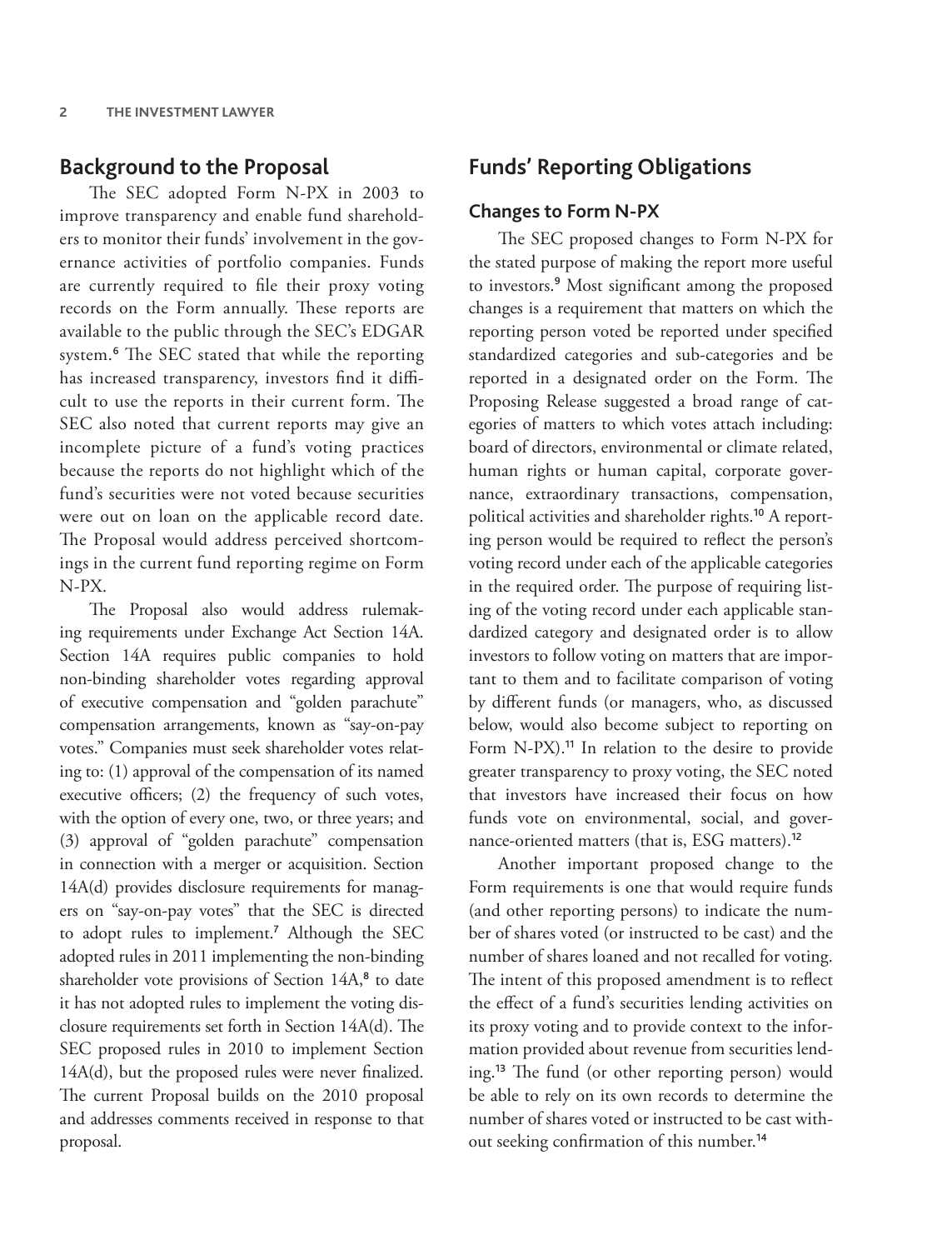## Background to the Proposal

The SEC adopted Form N-PX in 2003 to improve transparency and enable fund shareholders to monitor their funds' involvement in the governance activities of portfolio companies. Funds are currently required to file their proxy voting records on the Form annually. These reports are available to the public through the SEC's EDGAR system.[6] The SEC stated that while the reporting has increased transparency, investors find it difficult to use the reports in their current form. The SEC also noted that current reports may give an incomplete picture of a fund's voting practices because the reports do not highlight which of the fund's securities were not voted because securities were out on loan on the applicable record date. The Proposal would address perceived shortcomings in the current fund reporting regime on Form N-PX.

The Proposal also would address rulemaking requirements under Exchange Act Section 14A. Section 14A requires public companies to hold non-binding shareholder votes regarding approval of executive compensation and "golden parachute" compensation arrangements, known as "say-on-pay votes." Companies must seek shareholder votes relating to: (1) approval of the compensation of its named executive officers; (2) the frequency of such votes, with the option of every one, two, or three years; and (3) approval of "golden parachute" compensation in connection with a merger or acquisition. Section 14A(d) provides disclosure requirements for managers on "say-on-pay votes" that the SEC is directed to adopt rules to implement.[7] Although the SEC adopted rules in 2011 implementing the non-binding shareholder vote provisions of Section 14A,[8] to date it has not adopted rules to implement the voting disclosure requirements set forth in Section 14A(d). The SEC proposed rules in 2010 to implement Section 14A(d), but the proposed rules were never finalized. The current Proposal builds on the 2010 proposal and addresses comments received in response to that proposal.

## Funds' Reporting Obligations

### Changes to Form N-PX

The SEC proposed changes to Form N-PX for the stated purpose of making the report more useful to investors.[9] Most significant among the proposed changes is a requirement that matters on which the reporting person voted be reported under specified standardized categories and sub-categories and be reported in a designated order on the Form. The Proposing Release suggested a broad range of categories of matters to which votes attach including: board of directors, environmental or climate related, human rights or human capital, corporate governance, extraordinary transactions, compensation, political activities and shareholder rights.[10] A reporting person would be required to reflect the person's voting record under each of the applicable categories in the required order. The purpose of requiring listing of the voting record under each applicable standardized category and designated order is to allow investors to follow voting on matters that are important to them and to facilitate comparison of voting by different funds (or managers, who, as discussed below, would also become subject to reporting on Form N-PX).[11] In relation to the desire to provide greater transparency to proxy voting, the SEC noted that investors have increased their focus on how funds vote on environmental, social, and governance-oriented matters (that is, ESG matters).[12]

Another important proposed change to the Form requirements is one that would require funds (and other reporting persons) to indicate the number of shares voted (or instructed to be cast) and the number of shares loaned and not recalled for voting. The intent of this proposed amendment is to reflect the effect of a fund's securities lending activities on its proxy voting and to provide context to the information provided about revenue from securities lending.[13] The fund (or other reporting person) would be able to rely on its own records to determine the number of shares voted or instructed to be cast without seeking confirmation of this number.[14]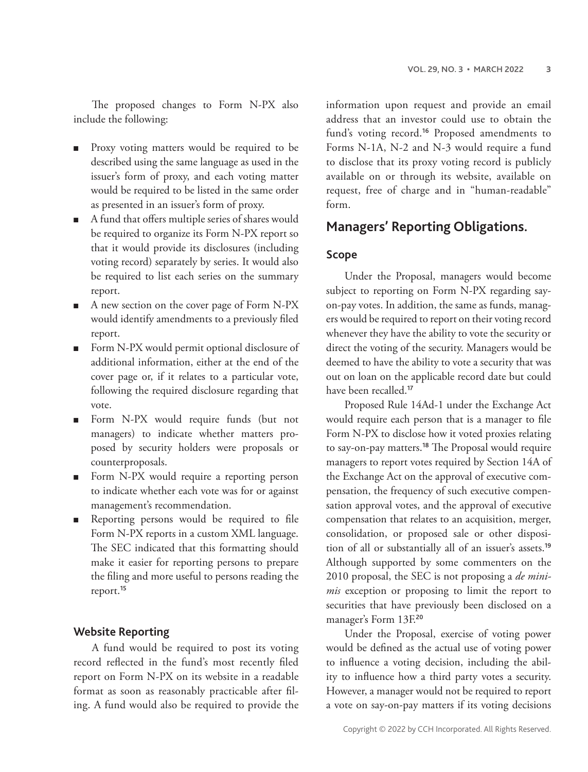The proposed changes to Form N-PX also include the following:

- Proxy voting matters would be required to be described using the same language as used in the issuer's form of proxy, and each voting matter would be required to be listed in the same order as presented in an issuer's form of proxy.
- A fund that offers multiple series of shares would be required to organize its Form N-PX report so that it would provide its disclosures (including voting record) separately by series. It would also be required to list each series on the summary report.
- A new section on the cover page of Form N-PX would identify amendments to a previously filed report.
- Form N-PX would permit optional disclosure of additional information, either at the end of the cover page or, if it relates to a particular vote, following the required disclosure regarding that vote.
- Form N-PX would require funds (but not managers) to indicate whether matters proposed by security holders were proposals or counterproposals.
- Form N-PX would require a reporting person to indicate whether each vote was for or against management's recommendation.
- Reporting persons would be required to file Form N-PX reports in a custom XML language. The SEC indicated that this formatting should make it easier for reporting persons to prepare the filing and more useful to persons reading the report.[15]

### Website Reporting

A fund would be required to post its voting record reflected in the fund's most recently filed report on Form N-PX on its website in a readable format as soon as reasonably practicable after filing. A fund would also be required to provide the information upon request and provide an email address that an investor could use to obtain the fund's voting record.[16] Proposed amendments to Forms N-1A, N-2 and N-3 would require a fund to disclose that its proxy voting record is publicly available on or through its website, available on request, free of charge and in "human-readable" form.

## Managers' Reporting Obligations.

### Scope

Under the Proposal, managers would become subject to reporting on Form N-PX regarding say-on-pay votes. In addition, the same as funds, managers would be required to report on their voting record whenever they have the ability to vote the security or direct the voting of the security. Managers would be deemed to have the ability to vote a security that was out on loan on the applicable record date but could have been recalled.[17]

Proposed Rule 14Ad-1 under the Exchange Act would require each person that is a manager to file Form N-PX to disclose how it voted proxies relating to say-on-pay matters.[18] The Proposal would require managers to report votes required by Section 14A of the Exchange Act on the approval of executive compensation, the frequency of such executive compensation approval votes, and the approval of executive compensation that relates to an acquisition, merger, consolidation, or proposed sale or other disposition of all or substantially all of an issuer's assets.[19] Although supported by some commenters on the 2010 proposal, the SEC is not proposing a *de minimis* exception or proposing to limit the report to securities that have previously been disclosed on a manager's Form 13F.[20]

Under the Proposal, exercise of voting power would be defined as the actual use of voting power to influence a voting decision, including the ability to influence how a third party votes a security. However, a manager would not be required to report a vote on say-on-pay matters if its voting decisions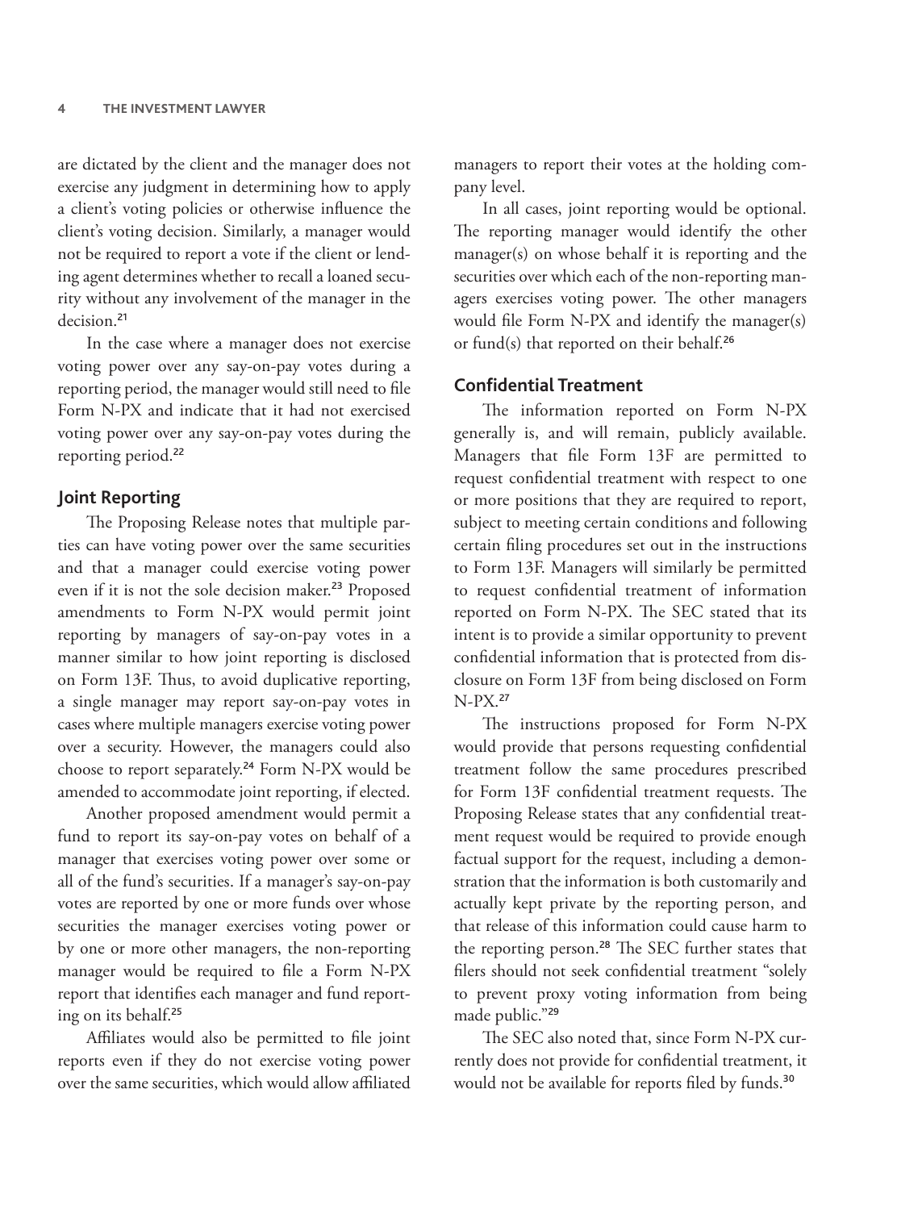are dictated by the client and the manager does not exercise any judgment in determining how to apply a client's voting policies or otherwise influence the client's voting decision. Similarly, a manager would not be required to report a vote if the client or lending agent determines whether to recall a loaned security without any involvement of the manager in the decision.[21]

In the case where a manager does not exercise voting power over any say-on-pay votes during a reporting period, the manager would still need to file Form N-PX and indicate that it had not exercised voting power over any say-on-pay votes during the reporting period.[22]

## Joint Reporting

The Proposing Release notes that multiple parties can have voting power over the same securities and that a manager could exercise voting power even if it is not the sole decision maker.[23] Proposed amendments to Form N-PX would permit joint reporting by managers of say-on-pay votes in a manner similar to how joint reporting is disclosed on Form 13F. Thus, to avoid duplicative reporting, a single manager may report say-on-pay votes in cases where multiple managers exercise voting power over a security. However, the managers could also choose to report separately.[24] Form N-PX would be amended to accommodate joint reporting, if elected.

Another proposed amendment would permit a fund to report its say-on-pay votes on behalf of a manager that exercises voting power over some or all of the fund's securities. If a manager's say-on-pay votes are reported by one or more funds over whose securities the manager exercises voting power or by one or more other managers, the non-reporting manager would be required to file a Form N-PX report that identifies each manager and fund reporting on its behalf.[25]

Affiliates would also be permitted to file joint reports even if they do not exercise voting power over the same securities, which would allow affiliated managers to report their votes at the holding company level.

In all cases, joint reporting would be optional. The reporting manager would identify the other manager(s) on whose behalf it is reporting and the securities over which each of the non-reporting managers exercises voting power. The other managers would file Form N-PX and identify the manager(s) or fund(s) that reported on their behalf.[26]

## Confidential Treatment

The information reported on Form N-PX generally is, and will remain, publicly available. Managers that file Form 13F are permitted to request confidential treatment with respect to one or more positions that they are required to report, subject to meeting certain conditions and following certain filing procedures set out in the instructions to Form 13F. Managers will similarly be permitted to request confidential treatment of information reported on Form N-PX. The SEC stated that its intent is to provide a similar opportunity to prevent confidential information that is protected from disclosure on Form 13F from being disclosed on Form N-PX.[27]

The instructions proposed for Form N-PX would provide that persons requesting confidential treatment follow the same procedures prescribed for Form 13F confidential treatment requests. The Proposing Release states that any confidential treatment request would be required to provide enough factual support for the request, including a demonstration that the information is both customarily and actually kept private by the reporting person, and that release of this information could cause harm to the reporting person.[28] The SEC further states that filers should not seek confidential treatment "solely to prevent proxy voting information from being made public."[29]

The SEC also noted that, since Form N-PX currently does not provide for confidential treatment, it would not be available for reports filed by funds.[30]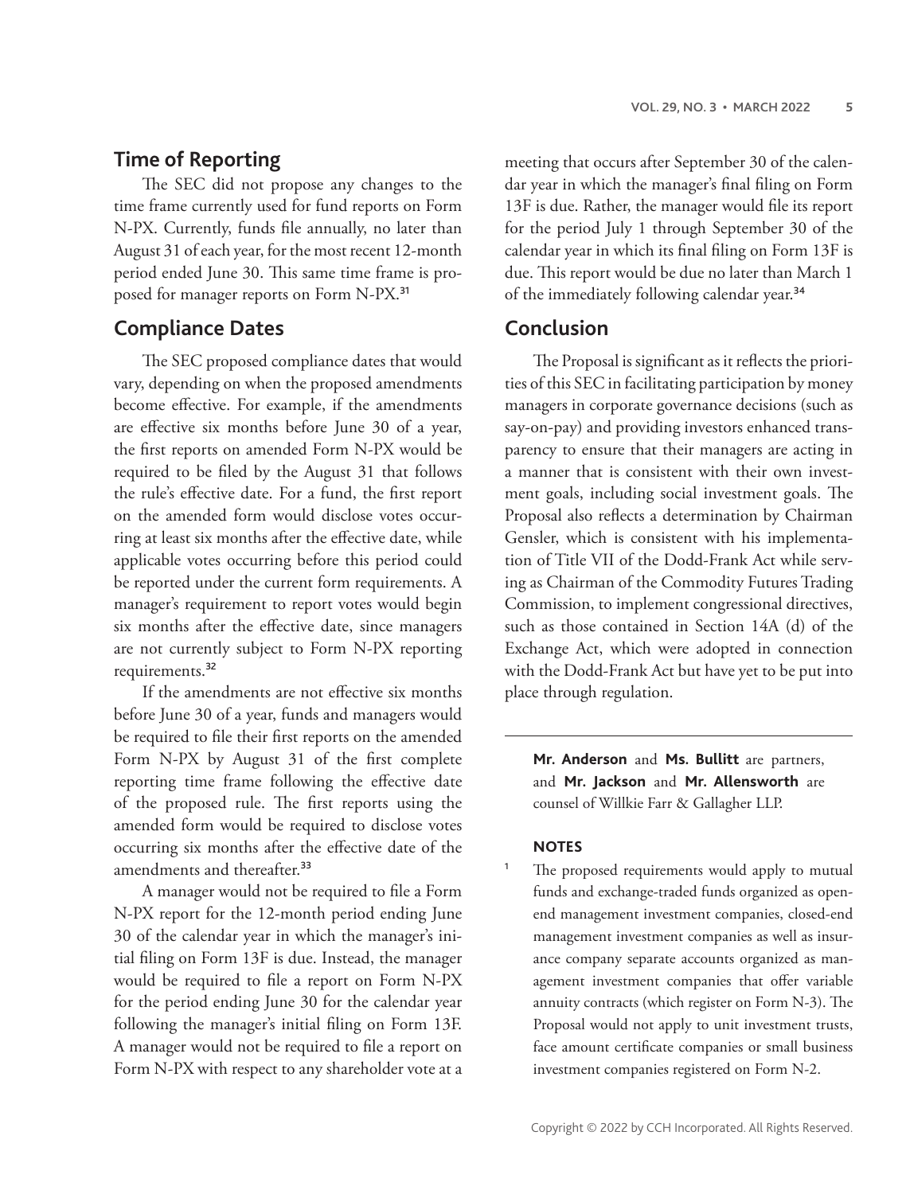## Time of Reporting

The SEC did not propose any changes to the time frame currently used for fund reports on Form N-PX. Currently, funds file annually, no later than August 31 of each year, for the most recent 12-month period ended June 30. This same time frame is proposed for manager reports on Form N-PX.[31]

## Compliance Dates

The SEC proposed compliance dates that would vary, depending on when the proposed amendments become effective. For example, if the amendments are effective six months before June 30 of a year, the first reports on amended Form N-PX would be required to be filed by the August 31 that follows the rule's effective date. For a fund, the first report on the amended form would disclose votes occurring at least six months after the effective date, while applicable votes occurring before this period could be reported under the current form requirements. A manager's requirement to report votes would begin six months after the effective date, since managers are not currently subject to Form N-PX reporting requirements.[32]

If the amendments are not effective six months before June 30 of a year, funds and managers would be required to file their first reports on the amended Form N-PX by August 31 of the first complete reporting time frame following the effective date of the proposed rule. The first reports using the amended form would be required to disclose votes occurring six months after the effective date of the amendments and thereafter.[33]

A manager would not be required to file a Form N-PX report for the 12-month period ending June 30 of the calendar year in which the manager's initial filing on Form 13F is due. Instead, the manager would be required to file a report on Form N-PX for the period ending June 30 for the calendar year following the manager's initial filing on Form 13F. A manager would not be required to file a report on Form N-PX with respect to any shareholder vote at a meeting that occurs after September 30 of the calendar year in which the manager's final filing on Form 13F is due. Rather, the manager would file its report for the period July 1 through September 30 of the calendar year in which its final filing on Form 13F is due. This report would be due no later than March 1 of the immediately following calendar year.[34]

## Conclusion

The Proposal is significant as it reflects the priorities of this SEC in facilitating participation by money managers in corporate governance decisions (such as say-on-pay) and providing investors enhanced transparency to ensure that their managers are acting in a manner that is consistent with their own investment goals, including social investment goals. The Proposal also reflects a determination by Chairman Gensler, which is consistent with his implementation of Title VII of the Dodd-Frank Act while serving as Chairman of the Commodity Futures Trading Commission, to implement congressional directives, such as those contained in Section 14A (d) of the Exchange Act, which were adopted in connection with the Dodd-Frank Act but have yet to be put into place through regulation.

---

**Mr. Anderson** and **Ms. Bullitt** are partners, and **Mr. Jackson** and **Mr. Allensworth** are counsel of Willkie Farr & Gallagher LLP.

### NOTES

1. The proposed requirements would apply to mutual funds and exchange-traded funds organized as open-end management investment companies, closed-end management investment companies as well as insurance company separate accounts organized as management investment companies that offer variable annuity contracts (which register on Form N-3). The Proposal would not apply to unit investment trusts, face amount certificate companies or small business investment companies registered on Form N-2.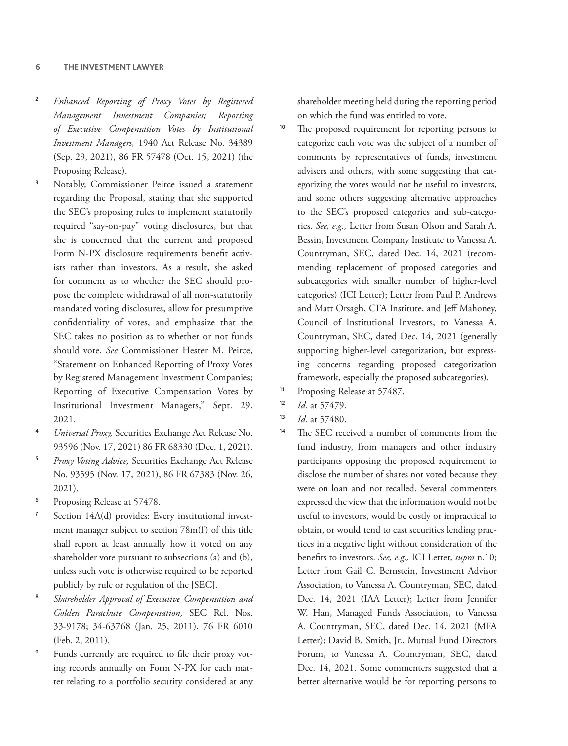2. *Enhanced Reporting of Proxy Votes by Registered Management Investment Companies; Reporting of Executive Compensation Votes by Institutional Investment Managers,* 1940 Act Release No. 34389 (Sep. 29, 2021), 86 FR 57478 (Oct. 15, 2021) (the Proposing Release).

3. Notably, Commissioner Peirce issued a statement regarding the Proposal, stating that she supported the SEC's proposing rules to implement statutorily required "say-on-pay" voting disclosures, but that she is concerned that the current and proposed Form N-PX disclosure requirements benefit activists rather than investors. As a result, she asked for comment as to whether the SEC should propose the complete withdrawal of all non-statutorily mandated voting disclosures, allow for presumptive confidentiality of votes, and emphasize that the SEC takes no position as to whether or not funds should vote. *See* Commissioner Hester M. Peirce, "Statement on Enhanced Reporting of Proxy Votes by Registered Management Investment Companies; Reporting of Executive Compensation Votes by Institutional Investment Managers," Sept. 29. 2021.

4. *Universal Proxy,* Securities Exchange Act Release No. 93596 (Nov. 17, 2021) 86 FR 68330 (Dec. 1, 2021).

5. *Proxy Voting Advice,* Securities Exchange Act Release No. 93595 (Nov. 17, 2021), 86 FR 67383 (Nov. 26, 2021).

6. Proposing Release at 57478.

7. Section 14A(d) provides: Every institutional investment manager subject to section 78m(f) of this title shall report at least annually how it voted on any shareholder vote pursuant to subsections (a) and (b), unless such vote is otherwise required to be reported publicly by rule or regulation of the [SEC].

8. *Shareholder Approval of Executive Compensation and Golden Parachute Compensation,* SEC Rel. Nos. 33-9178; 34-63768 (Jan. 25, 2011), 76 FR 6010 (Feb. 2, 2011).

9. Funds currently are required to file their proxy voting records annually on Form N-PX for each matter relating to a portfolio security considered at any shareholder meeting held during the reporting period on which the fund was entitled to vote.

10. The proposed requirement for reporting persons to categorize each vote was the subject of a number of comments by representatives of funds, investment advisers and others, with some suggesting that categorizing the votes would not be useful to investors, and some others suggesting alternative approaches to the SEC's proposed categories and sub-categories. *See, e.g.,* Letter from Susan Olson and Sarah A. Bessin, Investment Company Institute to Vanessa A. Countryman, SEC, dated Dec. 14, 2021 (recommending replacement of proposed categories and subcategories with smaller number of higher-level categories) (ICI Letter); Letter from Paul P. Andrews and Matt Orsagh, CFA Institute, and Jeff Mahoney, Council of Institutional Investors, to Vanessa A. Countryman, SEC, dated Dec. 14, 2021 (generally supporting higher-level categorization, but expressing concerns regarding proposed categorization framework, especially the proposed subcategories).

11. Proposing Release at 57487.

12. *Id.* at 57479.

13. *Id.* at 57480.

14. The SEC received a number of comments from the fund industry, from managers and other industry participants opposing the proposed requirement to disclose the number of shares not voted because they were on loan and not recalled. Several commenters expressed the view that the information would not be useful to investors, would be costly or impractical to obtain, or would tend to cast securities lending practices in a negative light without consideration of the benefits to investors. *See, e.g.,* ICI Letter, *supra* n.10; Letter from Gail C. Bernstein, Investment Advisor Association, to Vanessa A. Countryman, SEC, dated Dec. 14, 2021 (IAA Letter); Letter from Jennifer W. Han, Managed Funds Association, to Vanessa A. Countryman, SEC, dated Dec. 14, 2021 (MFA Letter); David B. Smith, Jr., Mutual Fund Directors Forum, to Vanessa A. Countryman, SEC, dated Dec. 14, 2021. Some commenters suggested that a better alternative would be for reporting persons to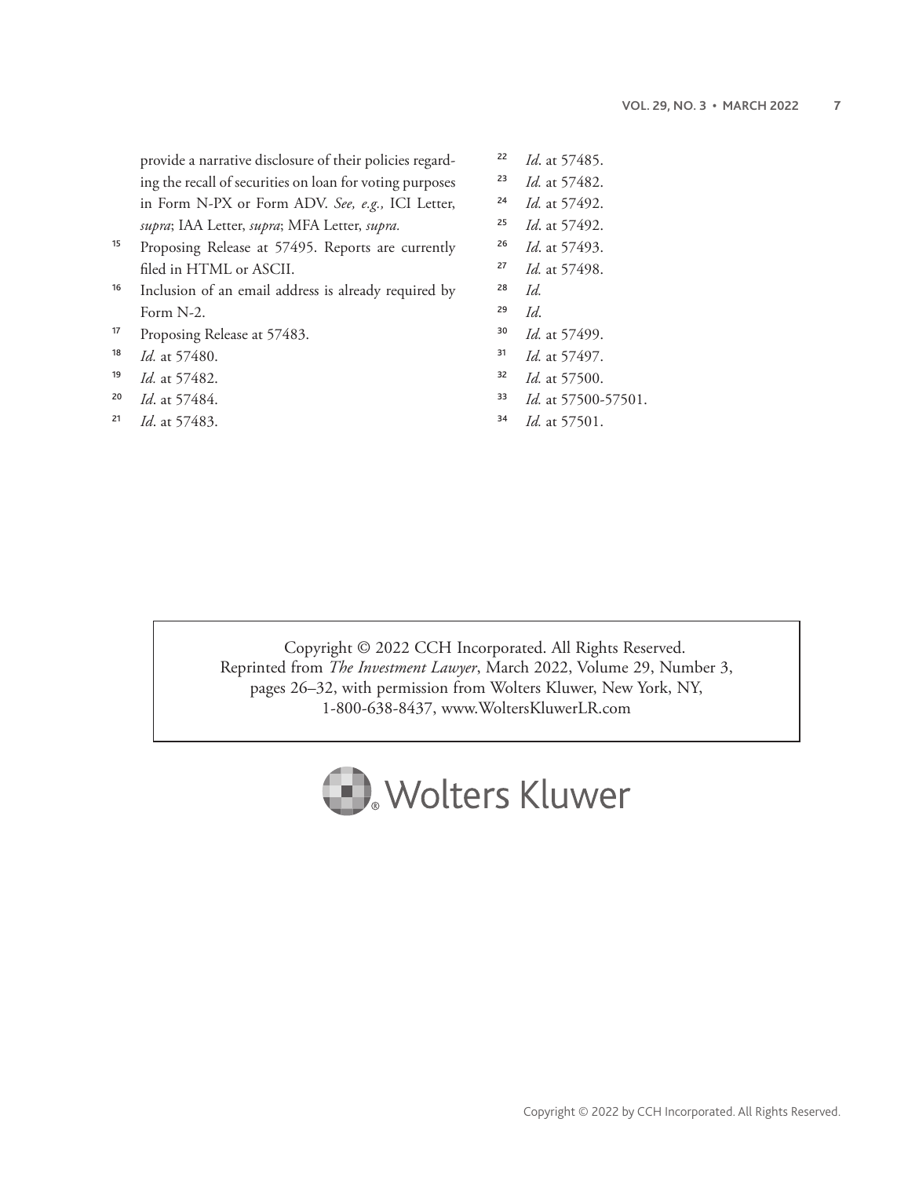provide a narrative disclosure of their policies regarding the recall of securities on loan for voting purposes in Form N-PX or Form ADV. *See, e.g.,* ICI Letter, *supra*; IAA Letter, *supra*; MFA Letter, *supra.*

15. Proposing Release at 57495. Reports are currently filed in HTML or ASCII.
16. Inclusion of an email address is already required by Form N-2.
17. Proposing Release at 57483.
18. *Id.* at 57480.
19. *Id.* at 57482.
20. *Id*. at 57484.
21. *Id*. at 57483.
22. *Id*. at 57485.
23. *Id.* at 57482.
24. *Id.* at 57492.
25. *Id*. at 57492.
26. *Id*. at 57493.
27. *Id.* at 57498.
28. *Id.*
29. *Id*.
30. *Id.* at 57499.
31. *Id.* at 57497.
32. *Id.* at 57500.
33. *Id.* at 57500-57501.
34. *Id.* at 57501.

Copyright © 2022 CCH Incorporated. All Rights Reserved.
Reprinted from *The Investment Lawyer*, March 2022, Volume 29, Number 3, pages 26–32, with permission from Wolters Kluwer, New York, NY, 1-800-638-8437, www.WoltersKluwerLR.com

Wolters Kluwer